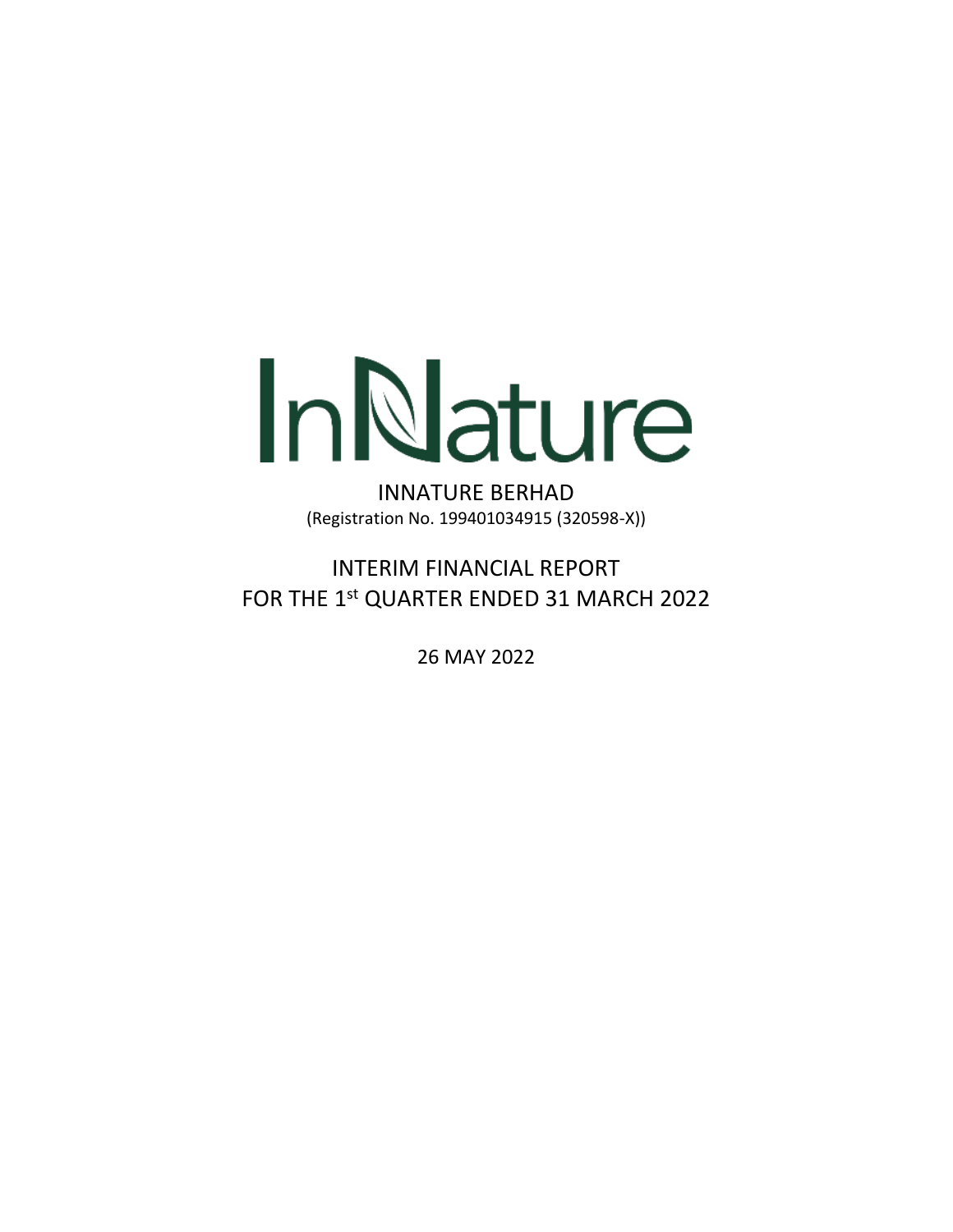InNature

# INNATURE BERHAD

(Registration No. 199401034915 (320598-X))

## INTERIM FINANCIAL REPORT
## FOR THE 1st QUARTER ENDED 31 MARCH 2022

26 MAY 2022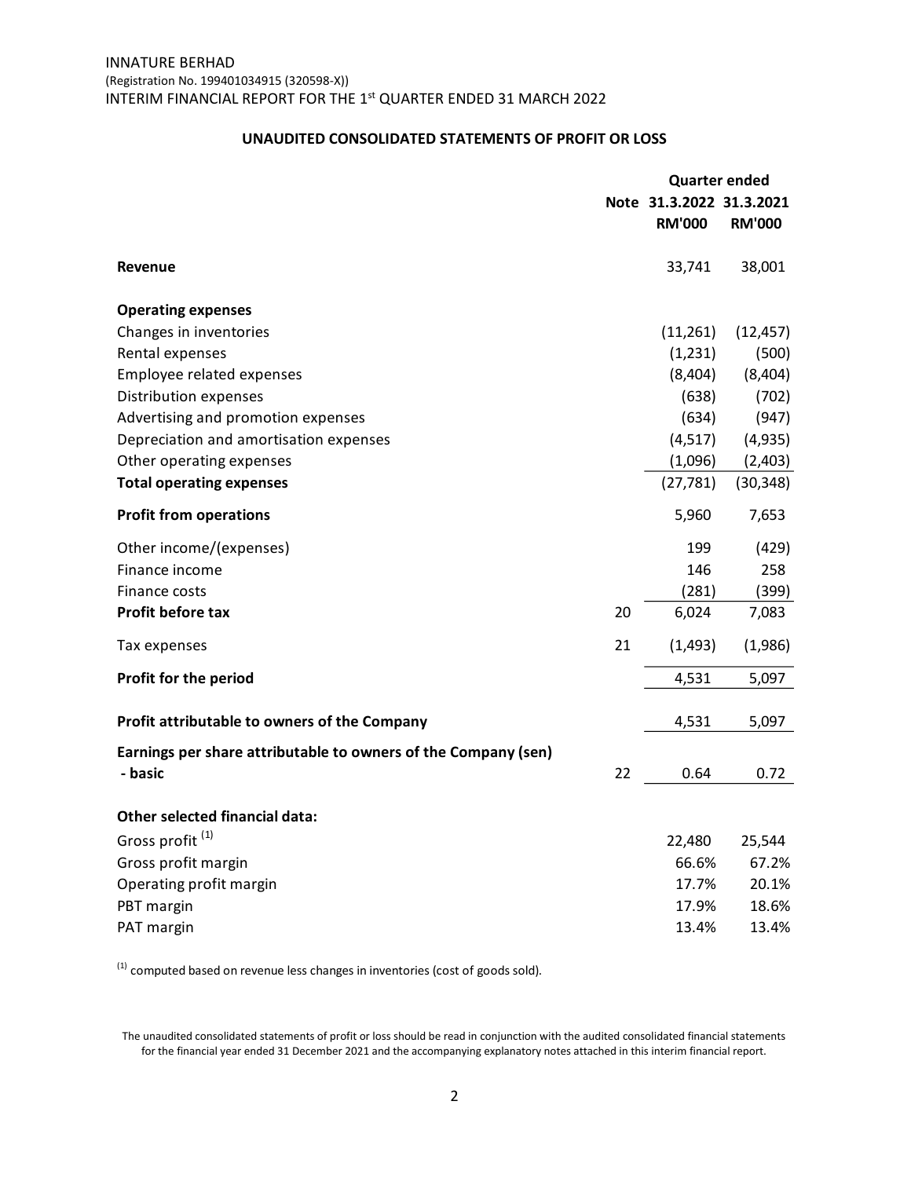INNATURE BERHAD
(Registration No. 199401034915 (320598-X))
INTERIM FINANCIAL REPORT FOR THE 1st QUARTER ENDED 31 MARCH 2022

## UNAUDITED CONSOLIDATED STATEMENTS OF PROFIT OR LOSS

| | Note | Quarter ended 31.3.2022 RM'000 | Quarter ended 31.3.2021 RM'000 |
|---|---|---|---|
| **Revenue** | | 33,741 | 38,001 |
| **Operating expenses** | | | |
| Changes in inventories | | (11,261) | (12,457) |
| Rental expenses | | (1,231) | (500) |
| Employee related expenses | | (8,404) | (8,404) |
| Distribution expenses | | (638) | (702) |
| Advertising and promotion expenses | | (634) | (947) |
| Depreciation and amortisation expenses | | (4,517) | (4,935) |
| Other operating expenses | | (1,096) | (2,403) |
| **Total operating expenses** | | (27,781) | (30,348) |
| **Profit from operations** | | 5,960 | 7,653 |
| Other income/(expenses) | | 199 | (429) |
| Finance income | | 146 | 258 |
| Finance costs | | (281) | (399) |
| **Profit before tax** | 20 | 6,024 | 7,083 |
| Tax expenses | 21 | (1,493) | (1,986) |
| **Profit for the period** | | 4,531 | 5,097 |
| **Profit attributable to owners of the Company** | | 4,531 | 5,097 |
| **Earnings per share attributable to owners of the Company (sen)** | | | |
| **- basic** | 22 | 0.64 | 0.72 |
| **Other selected financial data:** | | | |
| Gross profit [1] | | 22,480 | 25,544 |
| Gross profit margin | | 66.6% | 67.2% |
| Operating profit margin | | 17.7% | 20.1% |
| PBT margin | | 17.9% | 18.6% |
| PAT margin | | 13.4% | 13.4% |

[1] computed based on revenue less changes in inventories (cost of goods sold).

The unaudited consolidated statements of profit or loss should be read in conjunction with the audited consolidated financial statements for the financial year ended 31 December 2021 and the accompanying explanatory notes attached in this interim financial report.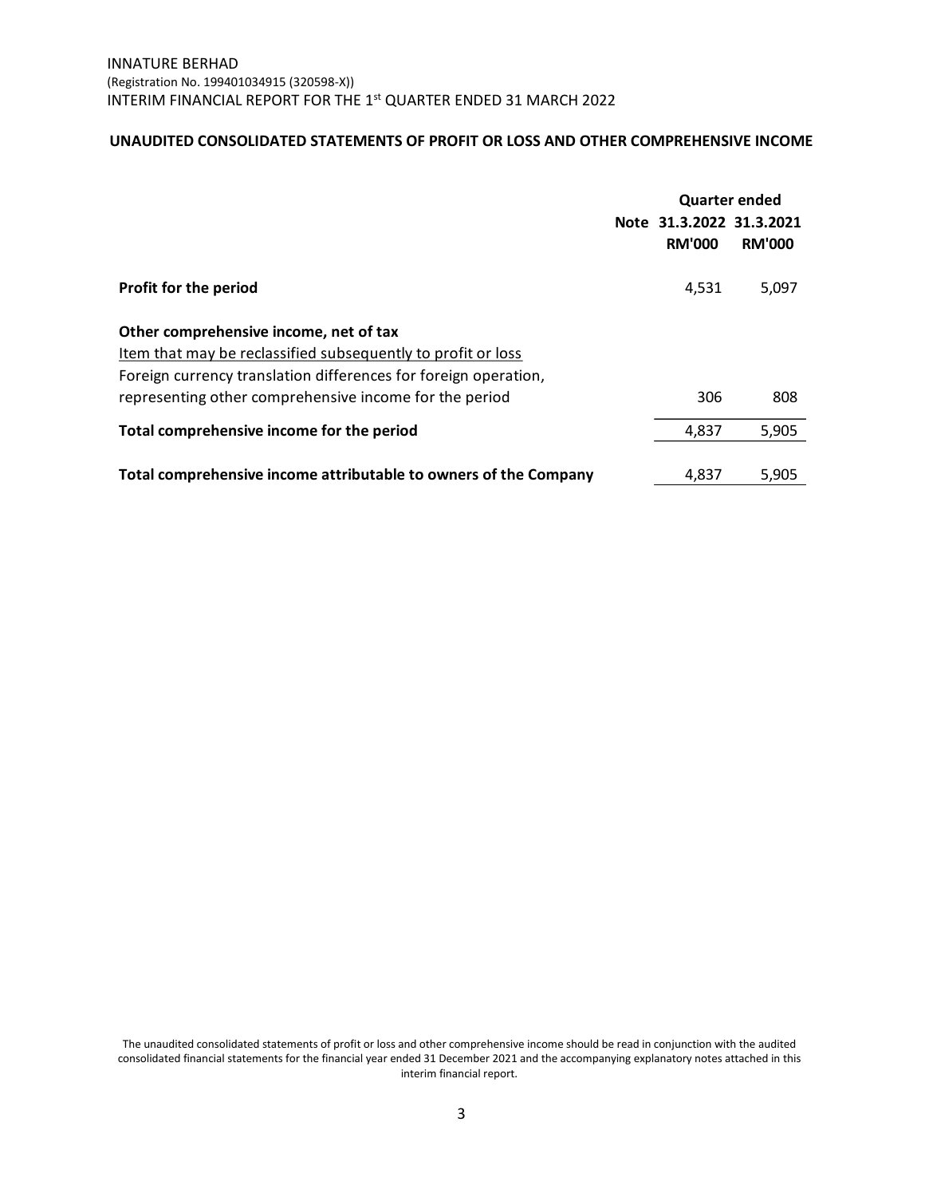INNATURE BERHAD
(Registration No. 199401034915 (320598-X))
INTERIM FINANCIAL REPORT FOR THE 1st QUARTER ENDED 31 MARCH 2022

## UNAUDITED CONSOLIDATED STATEMENTS OF PROFIT OR LOSS AND OTHER COMPREHENSIVE INCOME

| | Note | Quarter ended | |
|---|---|---|---|
| | | 31.3.2022 | 31.3.2021 |
| | | RM'000 | RM'000 |
| **Profit for the period** | | 4,531 | 5,097 |
| **Other comprehensive income, net of tax** | | | |
| Item that may be reclassified subsequently to profit or loss | | | |
| Foreign currency translation differences for foreign operation, representing other comprehensive income for the period | | 306 | 808 |
| **Total comprehensive income for the period** | | 4,837 | 5,905 |
| **Total comprehensive income attributable to owners of the Company** | | 4,837 | 5,905 |

The unaudited consolidated statements of profit or loss and other comprehensive income should be read in conjunction with the audited consolidated financial statements for the financial year ended 31 December 2021 and the accompanying explanatory notes attached in this interim financial report.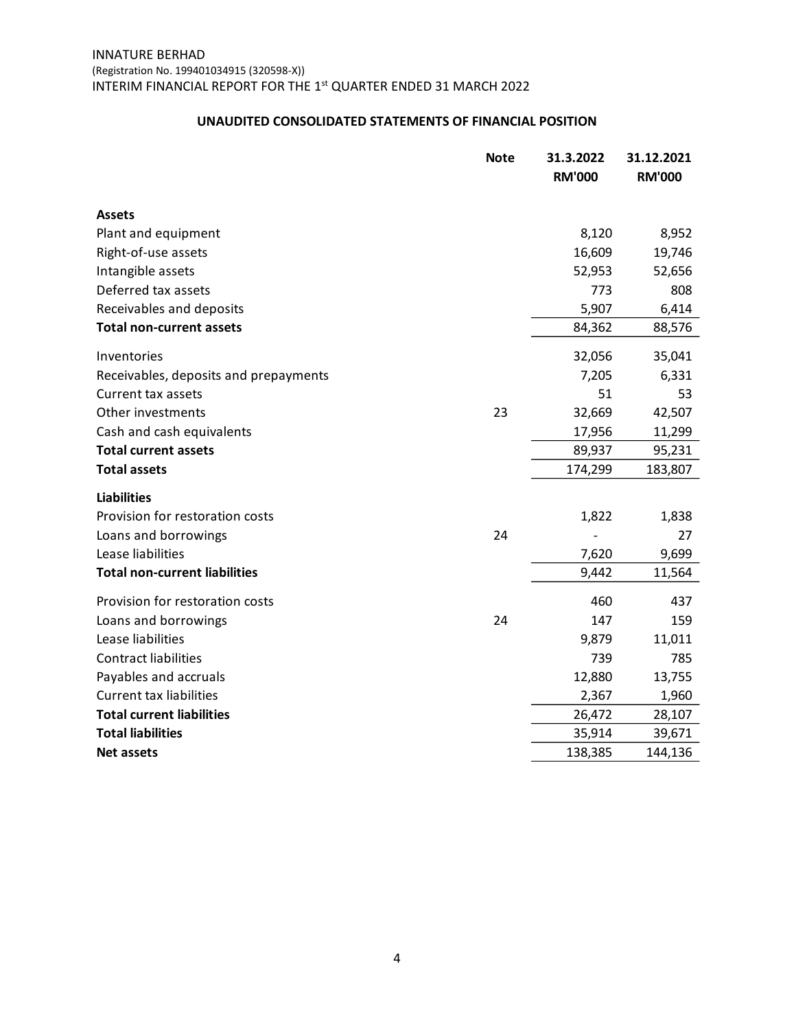INNATURE BERHAD
(Registration No. 199401034915 (320598-X))
INTERIM FINANCIAL REPORT FOR THE 1st QUARTER ENDED 31 MARCH 2022

## UNAUDITED CONSOLIDATED STATEMENTS OF FINANCIAL POSITION

| | Note | 31.3.2022 RM'000 | 31.12.2021 RM'000 |
|---|---|---|---|
| **Assets** | | | |
| Plant and equipment | | 8,120 | 8,952 |
| Right-of-use assets | | 16,609 | 19,746 |
| Intangible assets | | 52,953 | 52,656 |
| Deferred tax assets | | 773 | 808 |
| Receivables and deposits | | 5,907 | 6,414 |
| **Total non-current assets** | | 84,362 | 88,576 |
| Inventories | | 32,056 | 35,041 |
| Receivables, deposits and prepayments | | 7,205 | 6,331 |
| Current tax assets | | 51 | 53 |
| Other investments | 23 | 32,669 | 42,507 |
| Cash and cash equivalents | | 17,956 | 11,299 |
| **Total current assets** | | 89,937 | 95,231 |
| **Total assets** | | 174,299 | 183,807 |
| **Liabilities** | | | |
| Provision for restoration costs | | 1,822 | 1,838 |
| Loans and borrowings | 24 | - | 27 |
| Lease liabilities | | 7,620 | 9,699 |
| **Total non-current liabilities** | | 9,442 | 11,564 |
| Provision for restoration costs | | 460 | 437 |
| Loans and borrowings | 24 | 147 | 159 |
| Lease liabilities | | 9,879 | 11,011 |
| Contract liabilities | | 739 | 785 |
| Payables and accruals | | 12,880 | 13,755 |
| Current tax liabilities | | 2,367 | 1,960 |
| **Total current liabilities** | | 26,472 | 28,107 |
| **Total liabilities** | | 35,914 | 39,671 |
| **Net assets** | | 138,385 | 144,136 |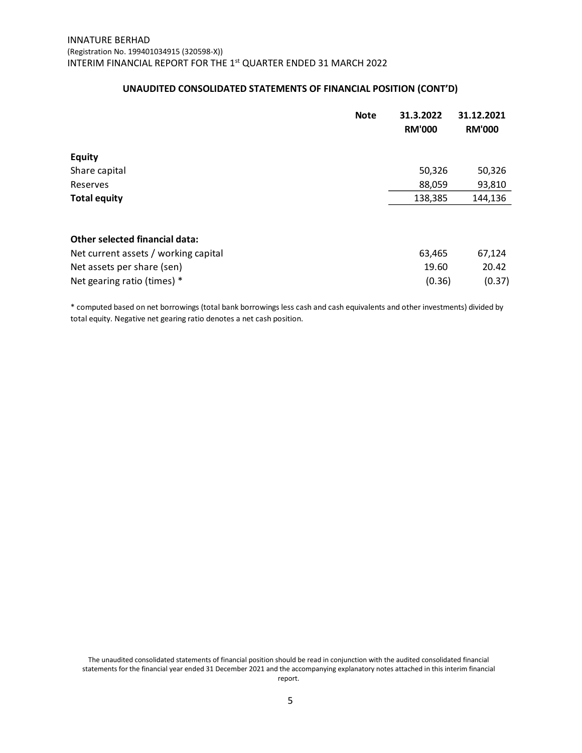## UNAUDITED CONSOLIDATED STATEMENTS OF FINANCIAL POSITION (CONT'D)

| | Note | 31.3.2022 RM'000 | 31.12.2021 RM'000 |
|---|---|---|---|
| **Equity** | | | |
| Share capital | | 50,326 | 50,326 |
| Reserves | | 88,059 | 93,810 |
| **Total equity** | | 138,385 | 144,136 |
| | | | |
| **Other selected financial data:** | | | |
| Net current assets / working capital | | 63,465 | 67,124 |
| Net assets per share (sen) | | 19.60 | 20.42 |
| Net gearing ratio (times) * | | (0.36) | (0.37) |

* computed based on net borrowings (total bank borrowings less cash and cash equivalents and other investments) divided by total equity. Negative net gearing ratio denotes a net cash position.

The unaudited consolidated statements of financial position should be read in conjunction with the audited consolidated financial statements for the financial year ended 31 December 2021 and the accompanying explanatory notes attached in this interim financial report.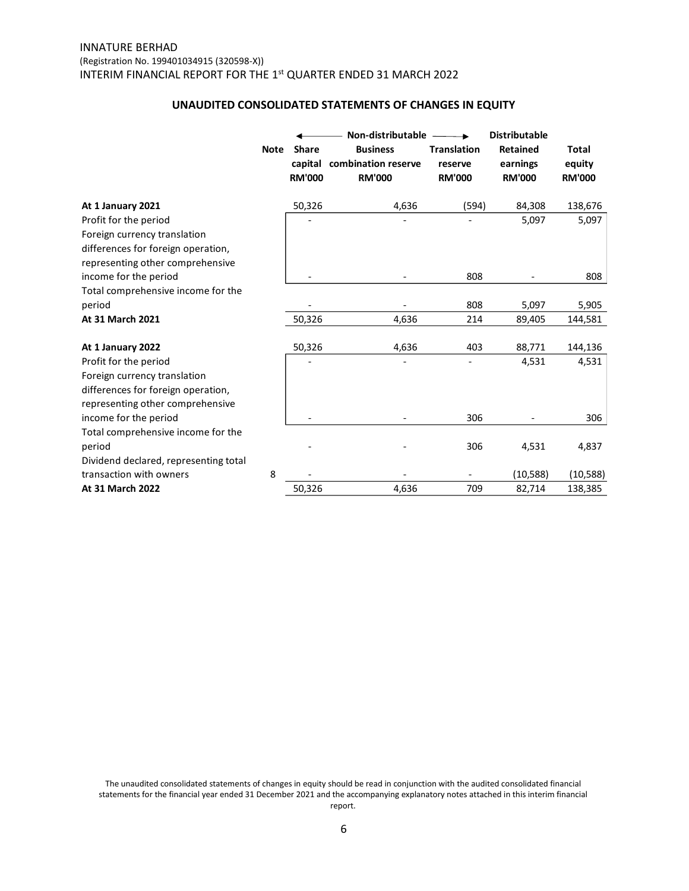INNATURE BERHAD
(Registration No. 199401034915 (320598-X))
INTERIM FINANCIAL REPORT FOR THE 1st QUARTER ENDED 31 MARCH 2022

## UNAUDITED CONSOLIDATED STATEMENTS OF CHANGES IN EQUITY

| | Note | ← Non-distributable | | → | Distributable | |
|---|---|---|---|---|---|---|
| | | Share capital RM'000 | Business combination reserve RM'000 | Translation reserve RM'000 | Retained earnings RM'000 | Total equity RM'000 |
| **At 1 January 2021** | | 50,326 | 4,636 | (594) | 84,308 | 138,676 |
| Profit for the period | | - | - | - | 5,097 | 5,097 |
| Foreign currency translation differences for foreign operation, representing other comprehensive income for the period | | - | - | 808 | - | 808 |
| Total comprehensive income for the period | | - | - | 808 | 5,097 | 5,905 |
| **At 31 March 2021** | | 50,326 | 4,636 | 214 | 89,405 | 144,581 |
| | | | | | | |
| **At 1 January 2022** | | 50,326 | 4,636 | 403 | 88,771 | 144,136 |
| Profit for the period | | - | - | - | 4,531 | 4,531 |
| Foreign currency translation differences for foreign operation, representing other comprehensive income for the period | | - | - | 306 | - | 306 |
| Total comprehensive income for the period | | - | - | 306 | 4,531 | 4,837 |
| Dividend declared, representing total transaction with owners | 8 | - | - | - | (10,588) | (10,588) |
| **At 31 March 2022** | | 50,326 | 4,636 | 709 | 82,714 | 138,385 |

The unaudited consolidated statements of changes in equity should be read in conjunction with the audited consolidated financial statements for the financial year ended 31 December 2021 and the accompanying explanatory notes attached in this interim financial report.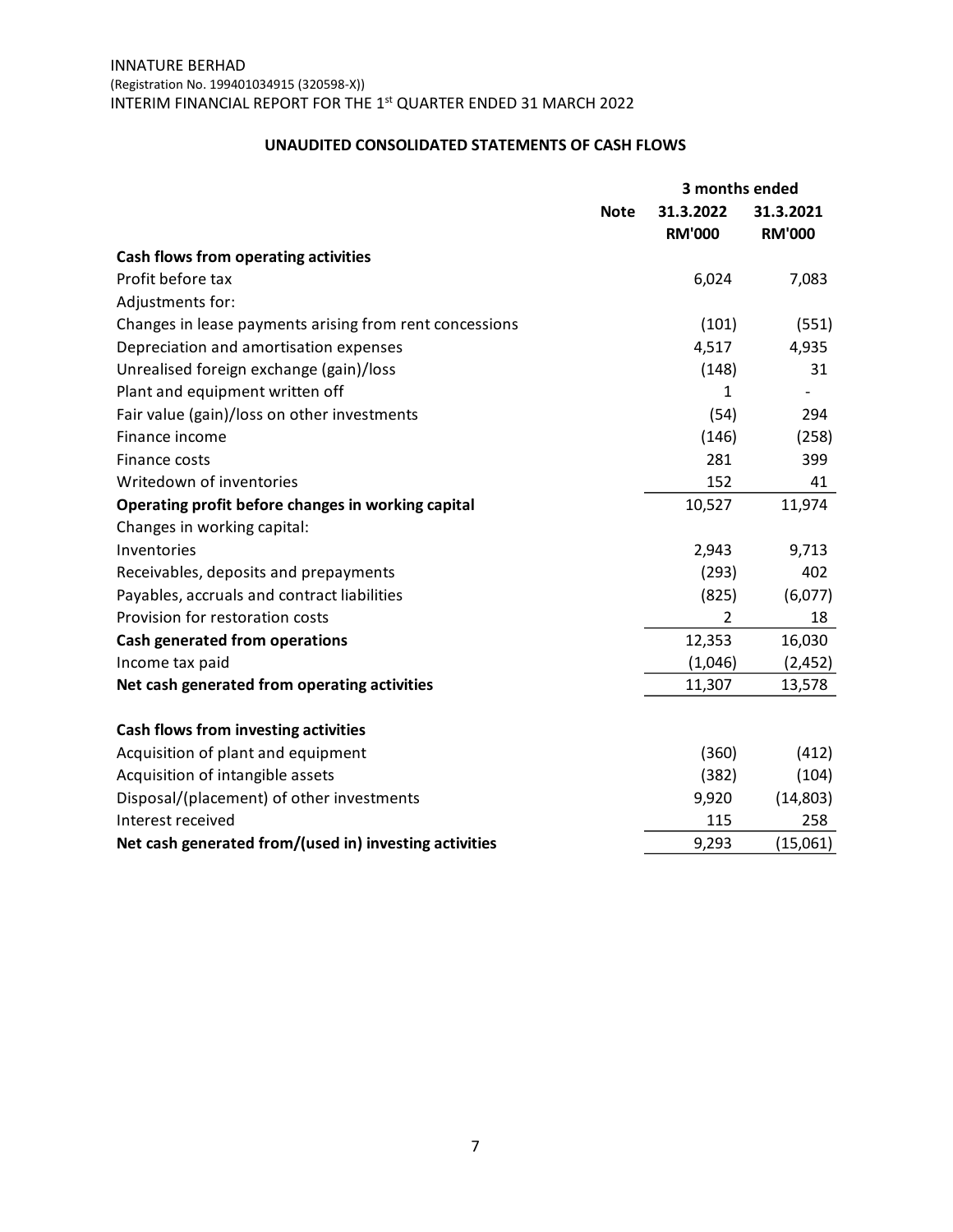INNATURE BERHAD
(Registration No. 199401034915 (320598-X))
INTERIM FINANCIAL REPORT FOR THE 1st QUARTER ENDED 31 MARCH 2022

## UNAUDITED CONSOLIDATED STATEMENTS OF CASH FLOWS

| | Note | 3 months ended 31.3.2022 RM'000 | 3 months ended 31.3.2021 RM'000 |
|---|---|---|---|
| **Cash flows from operating activities** | | | |
| Profit before tax | | 6,024 | 7,083 |
| Adjustments for: | | | |
| Changes in lease payments arising from rent concessions | | (101) | (551) |
| Depreciation and amortisation expenses | | 4,517 | 4,935 |
| Unrealised foreign exchange (gain)/loss | | (148) | 31 |
| Plant and equipment written off | | 1 | - |
| Fair value (gain)/loss on other investments | | (54) | 294 |
| Finance income | | (146) | (258) |
| Finance costs | | 281 | 399 |
| Writedown of inventories | | 152 | 41 |
| **Operating profit before changes in working capital** | | 10,527 | 11,974 |
| Changes in working capital: | | | |
| Inventories | | 2,943 | 9,713 |
| Receivables, deposits and prepayments | | (293) | 402 |
| Payables, accruals and contract liabilities | | (825) | (6,077) |
| Provision for restoration costs | | 2 | 18 |
| **Cash generated from operations** | | 12,353 | 16,030 |
| Income tax paid | | (1,046) | (2,452) |
| **Net cash generated from operating activities** | | 11,307 | 13,578 |
| | | | |
| **Cash flows from investing activities** | | | |
| Acquisition of plant and equipment | | (360) | (412) |
| Acquisition of intangible assets | | (382) | (104) |
| Disposal/(placement) of other investments | | 9,920 | (14,803) |
| Interest received | | 115 | 258 |
| **Net cash generated from/(used in) investing activities** | | 9,293 | (15,061) |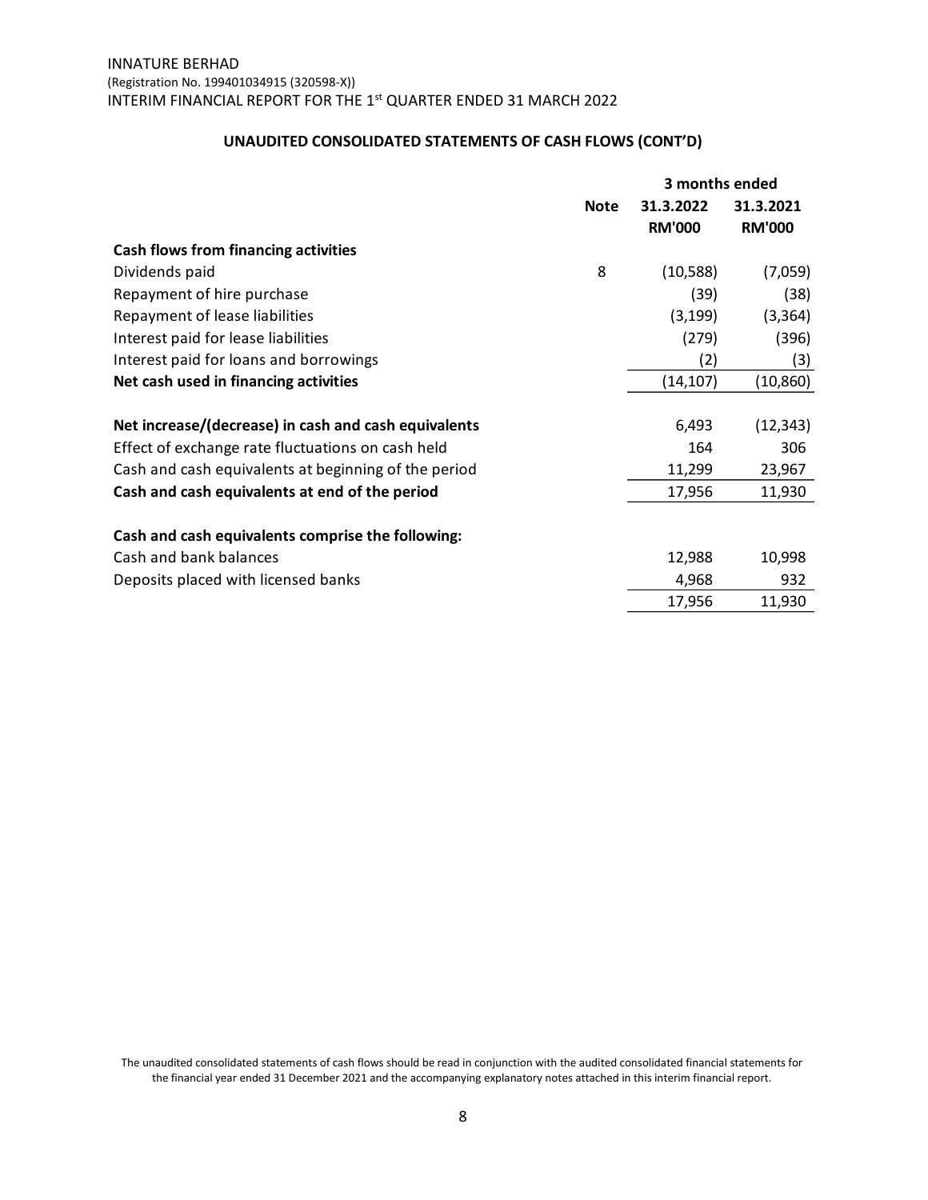INNATURE BERHAD
(Registration No. 199401034915 (320598-X))
INTERIM FINANCIAL REPORT FOR THE 1st QUARTER ENDED 31 MARCH 2022

## UNAUDITED CONSOLIDATED STATEMENTS OF CASH FLOWS (CONT'D)

| | Note | 3 months ended | |
|---|---|---|---|
| | | 31.3.2022 RM'000 | 31.3.2021 RM'000 |
| **Cash flows from financing activities** | | | |
| Dividends paid | 8 | (10,588) | (7,059) |
| Repayment of hire purchase | | (39) | (38) |
| Repayment of lease liabilities | | (3,199) | (3,364) |
| Interest paid for lease liabilities | | (279) | (396) |
| Interest paid for loans and borrowings | | (2) | (3) |
| **Net cash used in financing activities** | | (14,107) | (10,860) |
| | | | |
| **Net increase/(decrease) in cash and cash equivalents** | | 6,493 | (12,343) |
| Effect of exchange rate fluctuations on cash held | | 164 | 306 |
| Cash and cash equivalents at beginning of the period | | 11,299 | 23,967 |
| **Cash and cash equivalents at end of the period** | | 17,956 | 11,930 |
| | | | |
| **Cash and cash equivalents comprise the following:** | | | |
| Cash and bank balances | | 12,988 | 10,998 |
| Deposits placed with licensed banks | | 4,968 | 932 |
| | | 17,956 | 11,930 |

The unaudited consolidated statements of cash flows should be read in conjunction with the audited consolidated financial statements for the financial year ended 31 December 2021 and the accompanying explanatory notes attached in this interim financial report.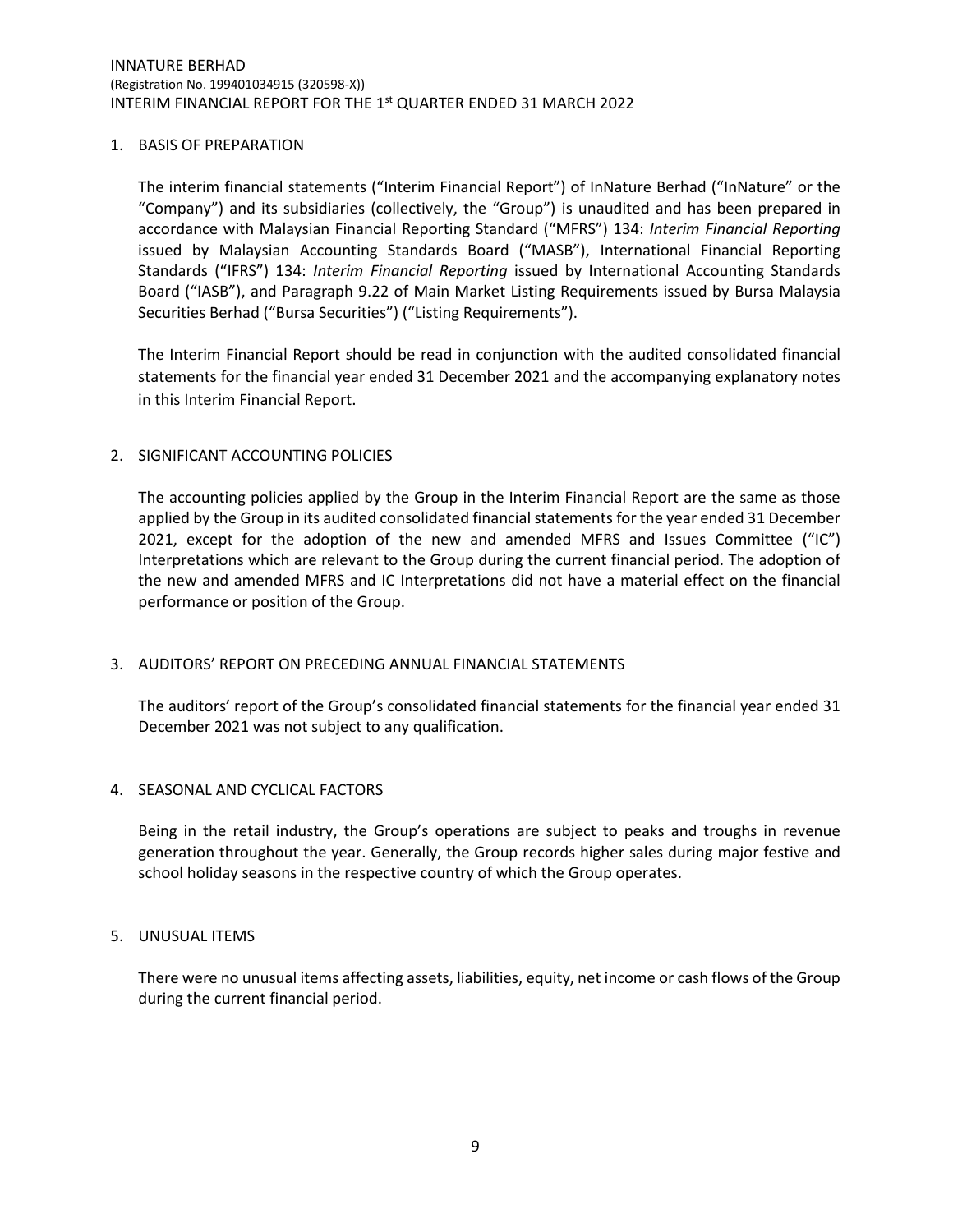## 1. BASIS OF PREPARATION

The interim financial statements ("Interim Financial Report") of InNature Berhad ("InNature" or the "Company") and its subsidiaries (collectively, the "Group") is unaudited and has been prepared in accordance with Malaysian Financial Reporting Standard ("MFRS") 134: *Interim Financial Reporting* issued by Malaysian Accounting Standards Board ("MASB"), International Financial Reporting Standards ("IFRS") 134: *Interim Financial Reporting* issued by International Accounting Standards Board ("IASB"), and Paragraph 9.22 of Main Market Listing Requirements issued by Bursa Malaysia Securities Berhad ("Bursa Securities") ("Listing Requirements").

The Interim Financial Report should be read in conjunction with the audited consolidated financial statements for the financial year ended 31 December 2021 and the accompanying explanatory notes in this Interim Financial Report.

## 2. SIGNIFICANT ACCOUNTING POLICIES

The accounting policies applied by the Group in the Interim Financial Report are the same as those applied by the Group in its audited consolidated financial statements for the year ended 31 December 2021, except for the adoption of the new and amended MFRS and Issues Committee ("IC") Interpretations which are relevant to the Group during the current financial period. The adoption of the new and amended MFRS and IC Interpretations did not have a material effect on the financial performance or position of the Group.

## 3. AUDITORS' REPORT ON PRECEDING ANNUAL FINANCIAL STATEMENTS

The auditors' report of the Group's consolidated financial statements for the financial year ended 31 December 2021 was not subject to any qualification.

## 4. SEASONAL AND CYCLICAL FACTORS

Being in the retail industry, the Group's operations are subject to peaks and troughs in revenue generation throughout the year. Generally, the Group records higher sales during major festive and school holiday seasons in the respective country of which the Group operates.

## 5. UNUSUAL ITEMS

There were no unusual items affecting assets, liabilities, equity, net income or cash flows of the Group during the current financial period.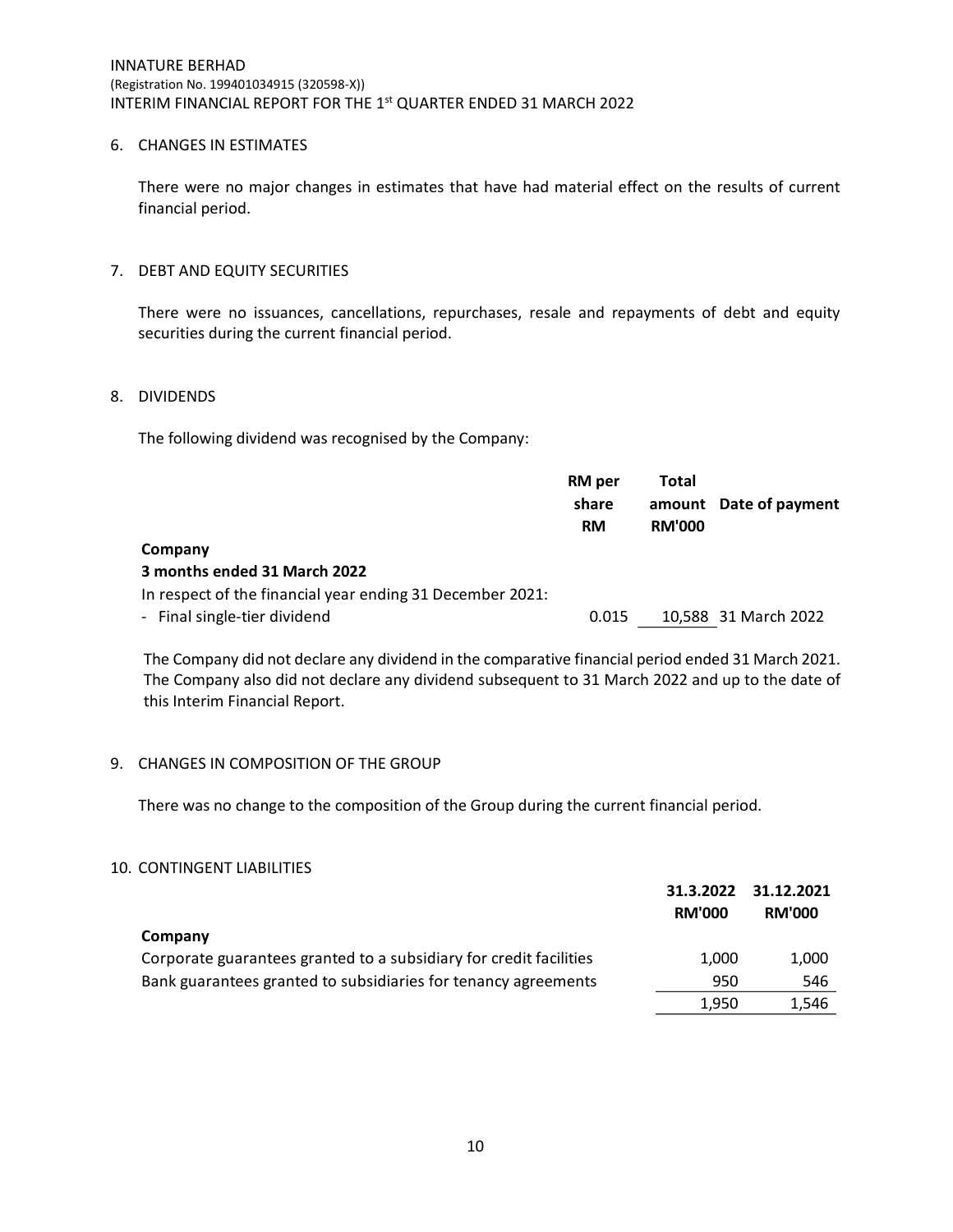## 6. CHANGES IN ESTIMATES

There were no major changes in estimates that have had material effect on the results of current financial period.

## 7. DEBT AND EQUITY SECURITIES

There were no issuances, cancellations, repurchases, resale and repayments of debt and equity securities during the current financial period.

## 8. DIVIDENDS

The following dividend was recognised by the Company:

| | RM per share RM | Total amount RM'000 | Date of payment |
|---|---|---|---|
| **Company** | | | |
| **3 months ended 31 March 2022** | | | |
| In respect of the financial year ending 31 December 2021: | | | |
| - Final single-tier dividend | 0.015 | 10,588 | 31 March 2022 |

The Company did not declare any dividend in the comparative financial period ended 31 March 2021. The Company also did not declare any dividend subsequent to 31 March 2022 and up to the date of this Interim Financial Report.

## 9. CHANGES IN COMPOSITION OF THE GROUP

There was no change to the composition of the Group during the current financial period.

## 10. CONTINGENT LIABILITIES

| | 31.3.2022 RM'000 | 31.12.2021 RM'000 |
|---|---|---|
| **Company** | | |
| Corporate guarantees granted to a subsidiary for credit facilities | 1,000 | 1,000 |
| Bank guarantees granted to subsidiaries for tenancy agreements | 950 | 546 |
| | 1,950 | 1,546 |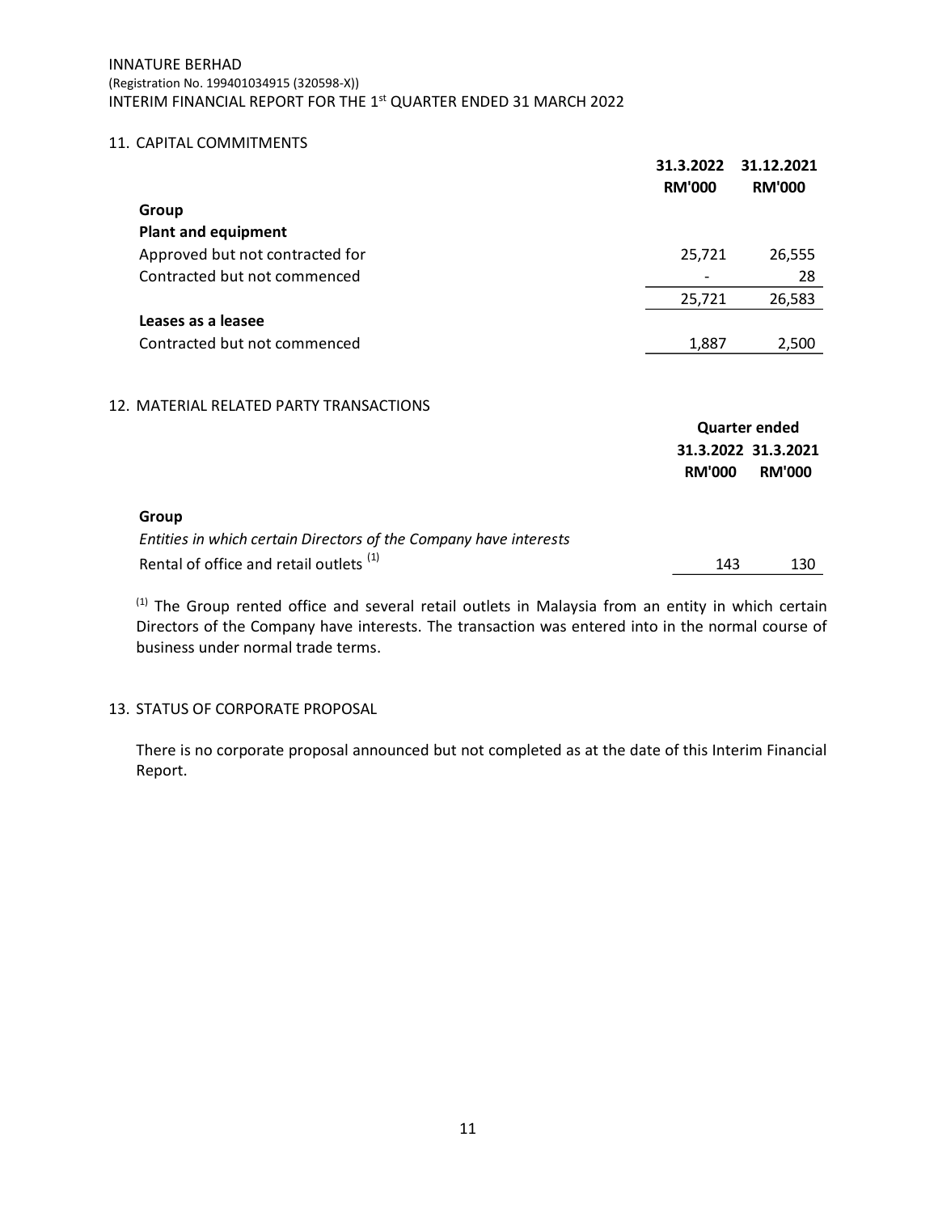## 11. CAPITAL COMMITMENTS

| | 31.3.2022 RM'000 | 31.12.2021 RM'000 |
|---|---|---|
| **Group** | | |
| **Plant and equipment** | | |
| Approved but not contracted for | 25,721 | 26,555 |
| Contracted but not commenced | - | 28 |
| | 25,721 | 26,583 |
| **Leases as a leasee** | | |
| Contracted but not commenced | 1,887 | 2,500 |

## 12. MATERIAL RELATED PARTY TRANSACTIONS

| | Quarter ended | |
|---|---|---|
| | 31.3.2022 RM'000 | 31.3.2021 RM'000 |
| **Group** | | |
| *Entities in which certain Directors of the Company have interests* | | |
| Rental of office and retail outlets (1) | 143 | 130 |

(1) The Group rented office and several retail outlets in Malaysia from an entity in which certain Directors of the Company have interests. The transaction was entered into in the normal course of business under normal trade terms.

## 13. STATUS OF CORPORATE PROPOSAL

There is no corporate proposal announced but not completed as at the date of this Interim Financial Report.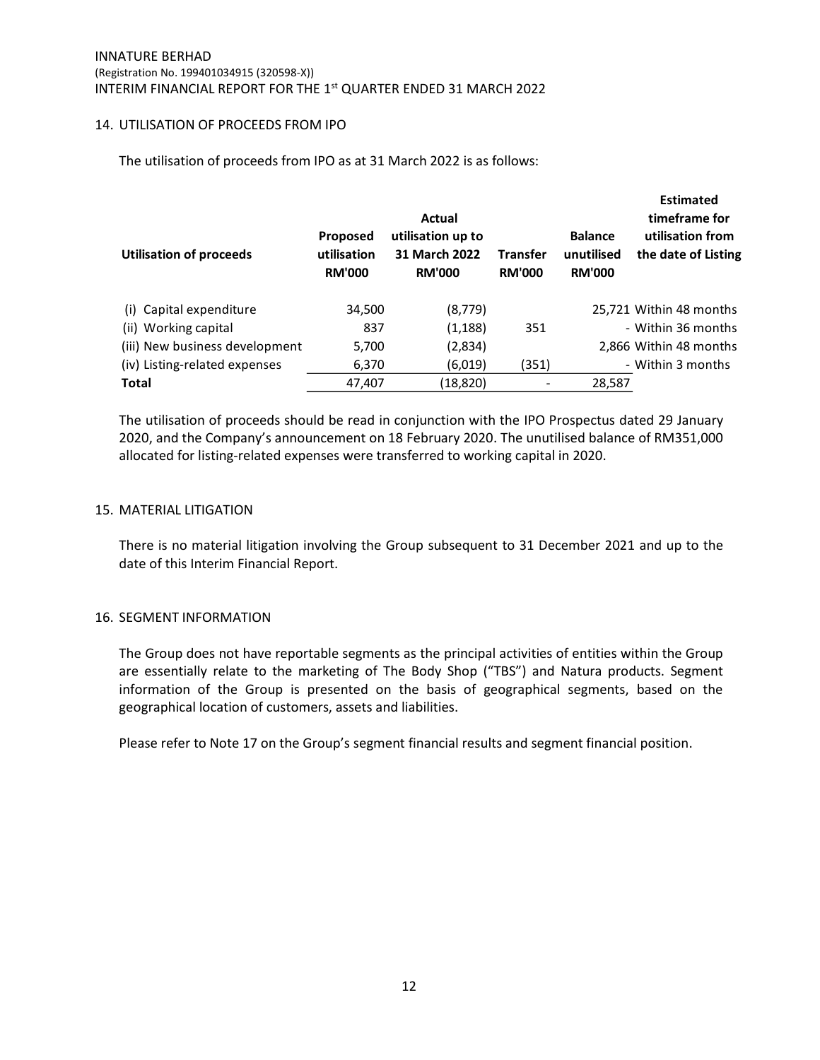## 14. UTILISATION OF PROCEEDS FROM IPO

The utilisation of proceeds from IPO as at 31 March 2022 is as follows:

| Utilisation of proceeds | Proposed utilisation RM'000 | Actual utilisation up to 31 March 2022 RM'000 | Transfer RM'000 | Balance unutilised RM'000 | Estimated timeframe for utilisation from the date of Listing |
|---|---|---|---|---|---|
| (i) Capital expenditure | 34,500 | (8,779) | | 25,721 | Within 48 months |
| (ii) Working capital | 837 | (1,188) | 351 | - | Within 36 months |
| (iii) New business development | 5,700 | (2,834) | | 2,866 | Within 48 months |
| (iv) Listing-related expenses | 6,370 | (6,019) | (351) | - | Within 3 months |
| **Total** | 47,407 | (18,820) | - | 28,587 | |

The utilisation of proceeds should be read in conjunction with the IPO Prospectus dated 29 January 2020, and the Company's announcement on 18 February 2020. The unutilised balance of RM351,000 allocated for listing-related expenses were transferred to working capital in 2020.

## 15. MATERIAL LITIGATION

There is no material litigation involving the Group subsequent to 31 December 2021 and up to the date of this Interim Financial Report.

## 16. SEGMENT INFORMATION

The Group does not have reportable segments as the principal activities of entities within the Group are essentially relate to the marketing of The Body Shop ("TBS") and Natura products. Segment information of the Group is presented on the basis of geographical segments, based on the geographical location of customers, assets and liabilities.

Please refer to Note 17 on the Group's segment financial results and segment financial position.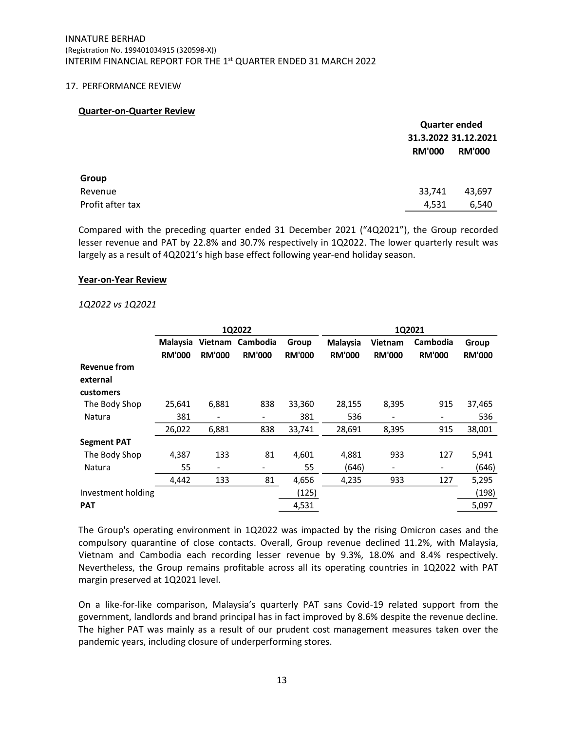## 17. PERFORMANCE REVIEW

### Quarter-on-Quarter Review

| | Quarter ended 31.3.2022 RM'000 | Quarter ended 31.12.2021 RM'000 |
|---|---|---|
| **Group** | | |
| Revenue | 33,741 | 43,697 |
| Profit after tax | 4,531 | 6,540 |

Compared with the preceding quarter ended 31 December 2021 ("4Q2021"), the Group recorded lesser revenue and PAT by 22.8% and 30.7% respectively in 1Q2022. The lower quarterly result was largely as a result of 4Q2021's high base effect following year-end holiday season.

### Year-on-Year Review

*1Q2022 vs 1Q2021*

| | 1Q2022 | | | | 1Q2021 | | | |
|---|---|---|---|---|---|---|---|---|
| | Malaysia RM'000 | Vietnam RM'000 | Cambodia RM'000 | Group RM'000 | Malaysia RM'000 | Vietnam RM'000 | Cambodia RM'000 | Group RM'000 |
| **Revenue from external customers** | | | | | | | | |
| The Body Shop | 25,641 | 6,881 | 838 | 33,360 | 28,155 | 8,395 | 915 | 37,465 |
| Natura | 381 | - | - | 381 | 536 | - | - | 536 |
| | 26,022 | 6,881 | 838 | 33,741 | 28,691 | 8,395 | 915 | 38,001 |
| **Segment PAT** | | | | | | | | |
| The Body Shop | 4,387 | 133 | 81 | 4,601 | 4,881 | 933 | 127 | 5,941 |
| Natura | 55 | - | - | 55 | (646) | - | - | (646) |
| | 4,442 | 133 | 81 | 4,656 | 4,235 | 933 | 127 | 5,295 |
| Investment holding | | | | (125) | | | | (198) |
| **PAT** | | | | 4,531 | | | | 5,097 |

The Group's operating environment in 1Q2022 was impacted by the rising Omicron cases and the compulsory quarantine of close contacts. Overall, Group revenue declined 11.2%, with Malaysia, Vietnam and Cambodia each recording lesser revenue by 9.3%, 18.0% and 8.4% respectively. Nevertheless, the Group remains profitable across all its operating countries in 1Q2022 with PAT margin preserved at 1Q2021 level.

On a like-for-like comparison, Malaysia's quarterly PAT sans Covid-19 related support from the government, landlords and brand principal has in fact improved by 8.6% despite the revenue decline. The higher PAT was mainly as a result of our prudent cost management measures taken over the pandemic years, including closure of underperforming stores.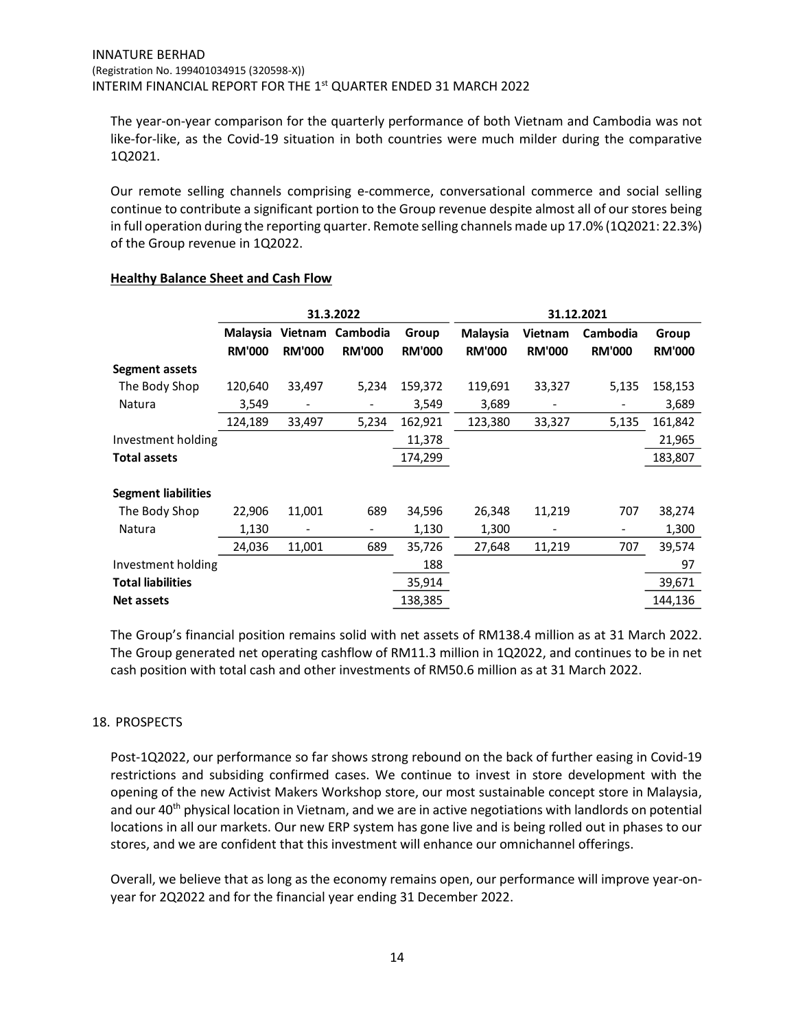The year-on-year comparison for the quarterly performance of both Vietnam and Cambodia was not like-for-like, as the Covid-19 situation in both countries were much milder during the comparative 1Q2021.

Our remote selling channels comprising e-commerce, conversational commerce and social selling continue to contribute a significant portion to the Group revenue despite almost all of our stores being in full operation during the reporting quarter. Remote selling channels made up 17.0% (1Q2021: 22.3%) of the Group revenue in 1Q2022.

**Healthy Balance Sheet and Cash Flow**

| | 31.3.2022 | | | | 31.12.2021 | | | |
|---|---|---|---|---|---|---|---|---|
| | **Malaysia RM'000** | **Vietnam RM'000** | **Cambodia RM'000** | **Group RM'000** | **Malaysia RM'000** | **Vietnam RM'000** | **Cambodia RM'000** | **Group RM'000** |
| **Segment assets** | | | | | | | | |
| The Body Shop | 120,640 | 33,497 | 5,234 | 159,372 | 119,691 | 33,327 | 5,135 | 158,153 |
| Natura | 3,549 | - | - | 3,549 | 3,689 | - | - | 3,689 |
| | 124,189 | 33,497 | 5,234 | 162,921 | 123,380 | 33,327 | 5,135 | 161,842 |
| Investment holding | | | | 11,378 | | | | 21,965 |
| **Total assets** | | | | 174,299 | | | | 183,807 |
| | | | | | | | | |
| **Segment liabilities** | | | | | | | | |
| The Body Shop | 22,906 | 11,001 | 689 | 34,596 | 26,348 | 11,219 | 707 | 38,274 |
| Natura | 1,130 | - | - | 1,130 | 1,300 | - | - | 1,300 |
| | 24,036 | 11,001 | 689 | 35,726 | 27,648 | 11,219 | 707 | 39,574 |
| Investment holding | | | | 188 | | | | 97 |
| **Total liabilities** | | | | 35,914 | | | | 39,671 |
| **Net assets** | | | | 138,385 | | | | 144,136 |

The Group's financial position remains solid with net assets of RM138.4 million as at 31 March 2022. The Group generated net operating cashflow of RM11.3 million in 1Q2022, and continues to be in net cash position with total cash and other investments of RM50.6 million as at 31 March 2022.

## 18. PROSPECTS

Post-1Q2022, our performance so far shows strong rebound on the back of further easing in Covid-19 restrictions and subsiding confirmed cases. We continue to invest in store development with the opening of the new Activist Makers Workshop store, our most sustainable concept store in Malaysia, and our 40th physical location in Vietnam, and we are in active negotiations with landlords on potential locations in all our markets. Our new ERP system has gone live and is being rolled out in phases to our stores, and we are confident that this investment will enhance our omnichannel offerings.

Overall, we believe that as long as the economy remains open, our performance will improve year-on-year for 2Q2022 and for the financial year ending 31 December 2022.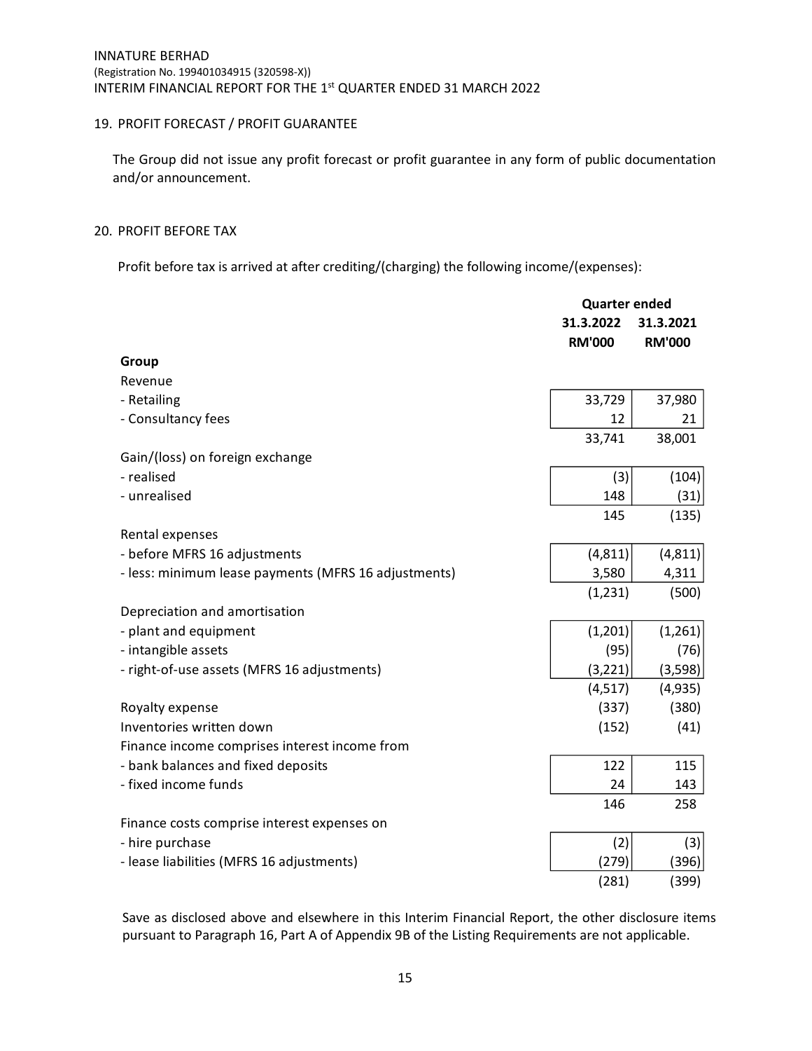## 19. PROFIT FORECAST / PROFIT GUARANTEE

The Group did not issue any profit forecast or profit guarantee in any form of public documentation and/or announcement.

## 20. PROFIT BEFORE TAX

Profit before tax is arrived at after crediting/(charging) the following income/(expenses):

| | Quarter ended | |
|---|---|---|
| | 31.3.2022 | 31.3.2021 |
| | RM'000 | RM'000 |
| **Group** | | |
| Revenue | | |
| - Retailing | 33,729 | 37,980 |
| - Consultancy fees | 12 | 21 |
| | 33,741 | 38,001 |
| Gain/(loss) on foreign exchange | | |
| - realised | (3) | (104) |
| - unrealised | 148 | (31) |
| | 145 | (135) |
| Rental expenses | | |
| - before MFRS 16 adjustments | (4,811) | (4,811) |
| - less: minimum lease payments (MFRS 16 adjustments) | 3,580 | 4,311 |
| | (1,231) | (500) |
| Depreciation and amortisation | | |
| - plant and equipment | (1,201) | (1,261) |
| - intangible assets | (95) | (76) |
| - right-of-use assets (MFRS 16 adjustments) | (3,221) | (3,598) |
| | (4,517) | (4,935) |
| Royalty expense | (337) | (380) |
| Inventories written down | (152) | (41) |
| Finance income comprises interest income from | | |
| - bank balances and fixed deposits | 122 | 115 |
| - fixed income funds | 24 | 143 |
| | 146 | 258 |
| Finance costs comprise interest expenses on | | |
| - hire purchase | (2) | (3) |
| - lease liabilities (MFRS 16 adjustments) | (279) | (396) |
| | (281) | (399) |

Save as disclosed above and elsewhere in this Interim Financial Report, the other disclosure items pursuant to Paragraph 16, Part A of Appendix 9B of the Listing Requirements are not applicable.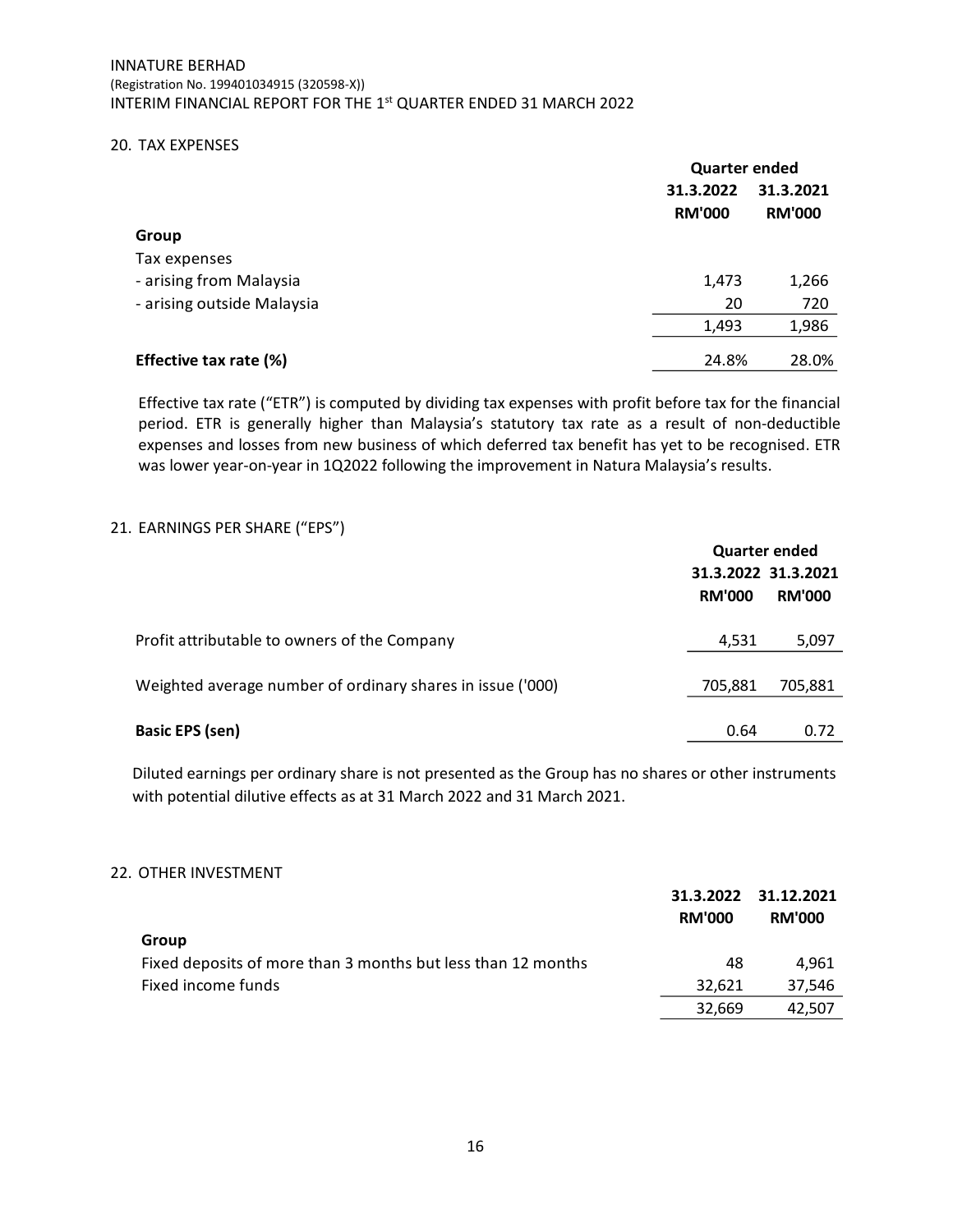## 20. TAX EXPENSES

| | Quarter ended | |
|---|---|---|
| | 31.3.2022 | 31.3.2021 |
| | RM'000 | RM'000 |
| **Group** | | |
| Tax expenses | | |
| - arising from Malaysia | 1,473 | 1,266 |
| - arising outside Malaysia | 20 | 720 |
| | 1,493 | 1,986 |
| **Effective tax rate (%)** | 24.8% | 28.0% |

Effective tax rate ("ETR") is computed by dividing tax expenses with profit before tax for the financial period. ETR is generally higher than Malaysia's statutory tax rate as a result of non-deductible expenses and losses from new business of which deferred tax benefit has yet to be recognised. ETR was lower year-on-year in 1Q2022 following the improvement in Natura Malaysia's results.

## 21. EARNINGS PER SHARE ("EPS")

| | Quarter ended | |
|---|---|---|
| | 31.3.2022 | 31.3.2021 |
| | RM'000 | RM'000 |
| Profit attributable to owners of the Company | 4,531 | 5,097 |
| Weighted average number of ordinary shares in issue ('000) | 705,881 | 705,881 |
| **Basic EPS (sen)** | 0.64 | 0.72 |

Diluted earnings per ordinary share is not presented as the Group has no shares or other instruments with potential dilutive effects as at 31 March 2022 and 31 March 2021.

## 22. OTHER INVESTMENT

| | 31.3.2022 | 31.12.2021 |
|---|---|---|
| | RM'000 | RM'000 |
| **Group** | | |
| Fixed deposits of more than 3 months but less than 12 months | 48 | 4,961 |
| Fixed income funds | 32,621 | 37,546 |
| | 32,669 | 42,507 |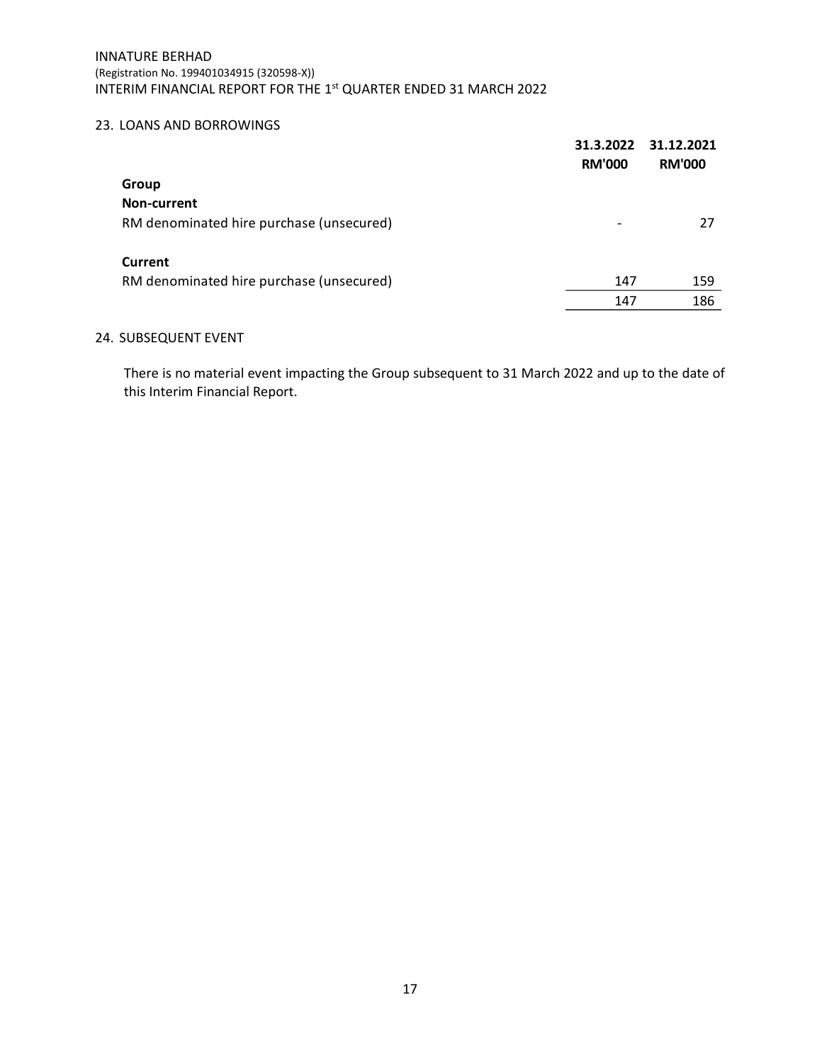## 23. LOANS AND BORROWINGS

| | 31.3.2022 | 31.12.2021 |
|---|---|---|
| | RM'000 | RM'000 |
| **Group** | | |
| **Non-current** | | |
| RM denominated hire purchase (unsecured) | - | 27 |
| | | |
| **Current** | | |
| RM denominated hire purchase (unsecured) | 147 | 159 |
| | 147 | 186 |

## 24. SUBSEQUENT EVENT

There is no material event impacting the Group subsequent to 31 March 2022 and up to the date of this Interim Financial Report.